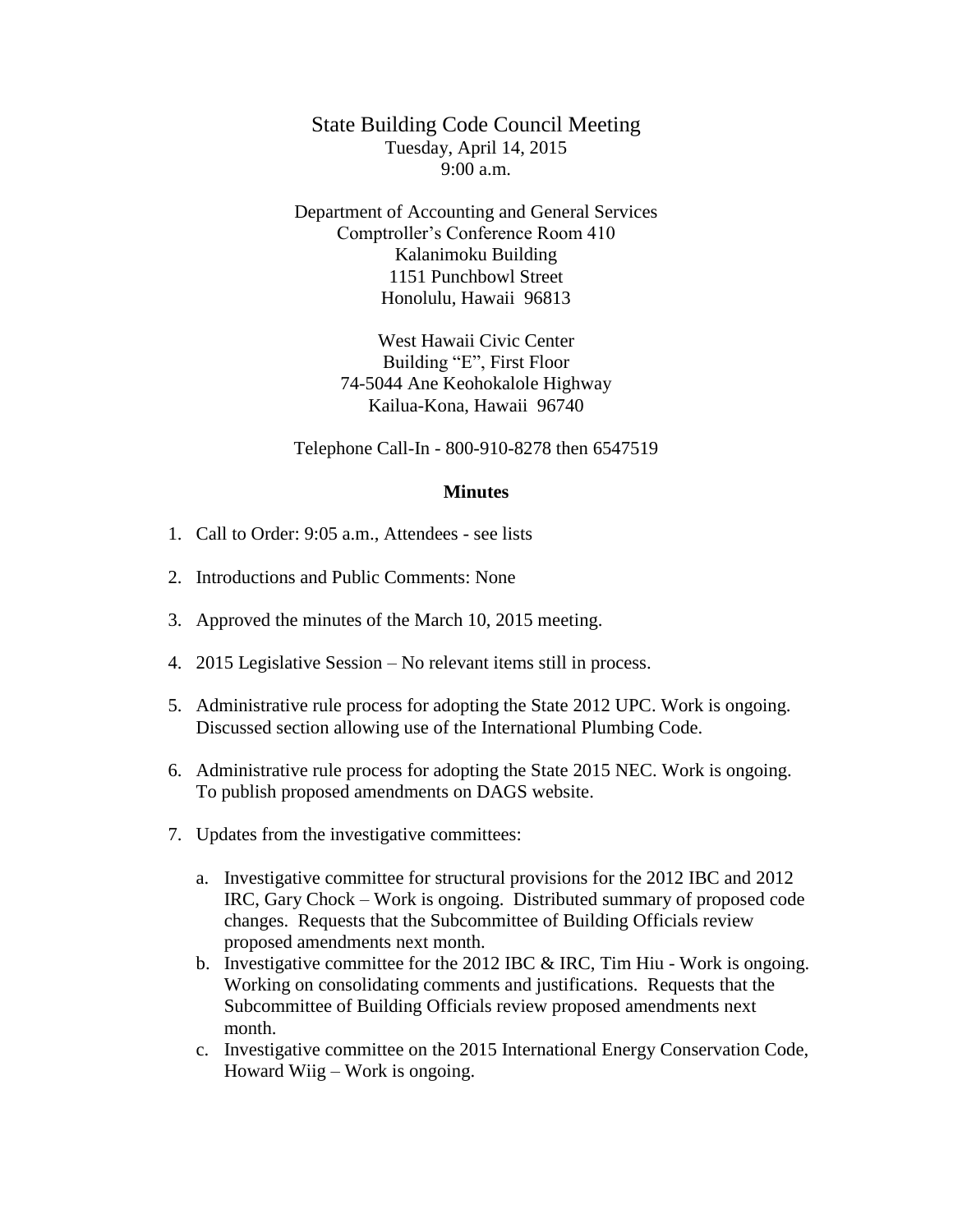State Building Code Council Meeting
Tuesday, April 14, 2015
9:00 a.m.

Department of Accounting and General Services
Comptroller's Conference Room 410
Kalanimoku Building
1151 Punchbowl Street
Honolulu, Hawaii 96813

West Hawaii Civic Center
Building "E", First Floor
74-5044 Ane Keohokalole Highway
Kailua-Kona, Hawaii 96740

Telephone Call-In - 800-910-8278 then 6547519

**Minutes**

1. Call to Order: 9:05 a.m., Attendees - see lists

2. Introductions and Public Comments: None

3. Approved the minutes of the March 10, 2015 meeting.

4. 2015 Legislative Session – No relevant items still in process.

5. Administrative rule process for adopting the State 2012 UPC. Work is ongoing. Discussed section allowing use of the International Plumbing Code.

6. Administrative rule process for adopting the State 2015 NEC. Work is ongoing. To publish proposed amendments on DAGS website.

7. Updates from the investigative committees:

   a. Investigative committee for structural provisions for the 2012 IBC and 2012 IRC, Gary Chock – Work is ongoing. Distributed summary of proposed code changes. Requests that the Subcommittee of Building Officials review proposed amendments next month.
   b. Investigative committee for the 2012 IBC & IRC, Tim Hiu - Work is ongoing. Working on consolidating comments and justifications. Requests that the Subcommittee of Building Officials review proposed amendments next month.
   c. Investigative committee on the 2015 International Energy Conservation Code, Howard Wiig – Work is ongoing.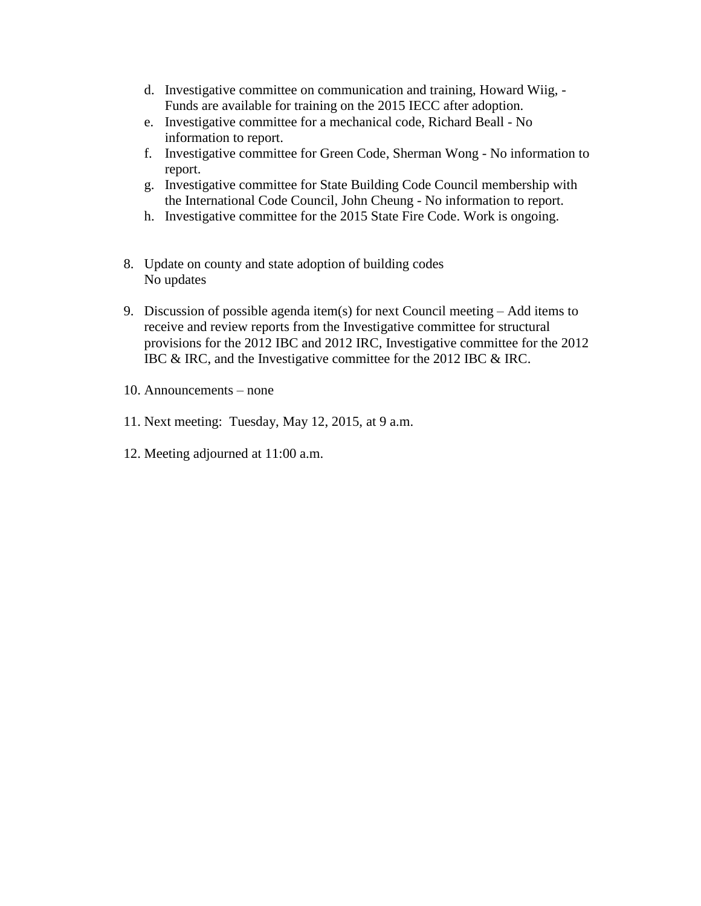d. Investigative committee on communication and training, Howard Wiig, - Funds are available for training on the 2015 IECC after adoption.
e. Investigative committee for a mechanical code, Richard Beall - No information to report.
f. Investigative committee for Green Code, Sherman Wong - No information to report.
g. Investigative committee for State Building Code Council membership with the International Code Council, John Cheung - No information to report.
h. Investigative committee for the 2015 State Fire Code. Work is ongoing.

8. Update on county and state adoption of building codes
   No updates

9. Discussion of possible agenda item(s) for next Council meeting – Add items to receive and review reports from the Investigative committee for structural provisions for the 2012 IBC and 2012 IRC, Investigative committee for the 2012 IBC & IRC, and the Investigative committee for the 2012 IBC & IRC.

10. Announcements – none

11. Next meeting: Tuesday, May 12, 2015, at 9 a.m.

12. Meeting adjourned at 11:00 a.m.